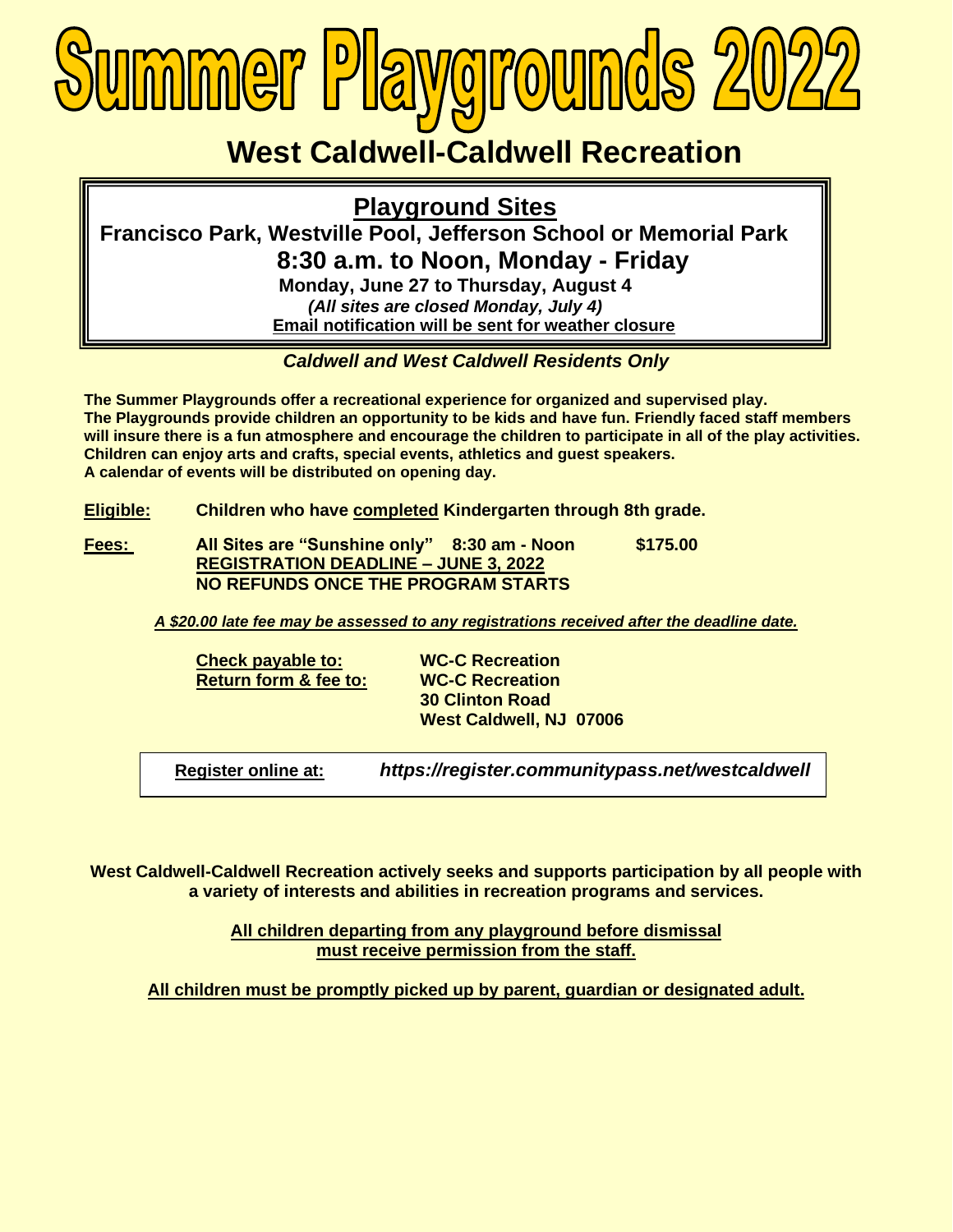# Summer Playgrounds 2022

## West Caldwell-Caldwell Recreation

### Playground Sites

**Francisco Park, Westville Pool, Jefferson School or Memorial Park**

**8:30 a.m. to Noon, Monday - Friday**

**Monday, June 27 to Thursday, August 4**

***(All sites are closed Monday, July 4)***

**Email notification will be sent for weather closure**

***Caldwell and West Caldwell Residents Only***

**The Summer Playgrounds offer a recreational experience for organized and supervised play. The Playgrounds provide children an opportunity to be kids and have fun. Friendly faced staff members will insure there is a fun atmosphere and encourage the children to participate in all of the play activities. Children can enjoy arts and crafts, special events, athletics and guest speakers. A calendar of events will be distributed on opening day.**

**Eligible:** Children who have completed Kindergarten through 8th grade.

**Fees:** All Sites are "Sunshine only" 8:30 am - Noon $175.00
**REGISTRATION DEADLINE – JUNE 3, 2022**
**NO REFUNDS ONCE THE PROGRAM STARTS**

***A $20.00 late fee may be assessed to any registrations received after the deadline date.***

**Check payable to:** WC-C Recreation
**Return form & fee to:** WC-C Recreation
30 Clinton Road
West Caldwell, NJ 07006

**Register online at:** *https://register.communitypass.net/westcaldwell*

**West Caldwell-Caldwell Recreation actively seeks and supports participation by all people with a variety of interests and abilities in recreation programs and services.**

**All children departing from any playground before dismissal must receive permission from the staff.**

**All children must be promptly picked up by parent, guardian or designated adult.**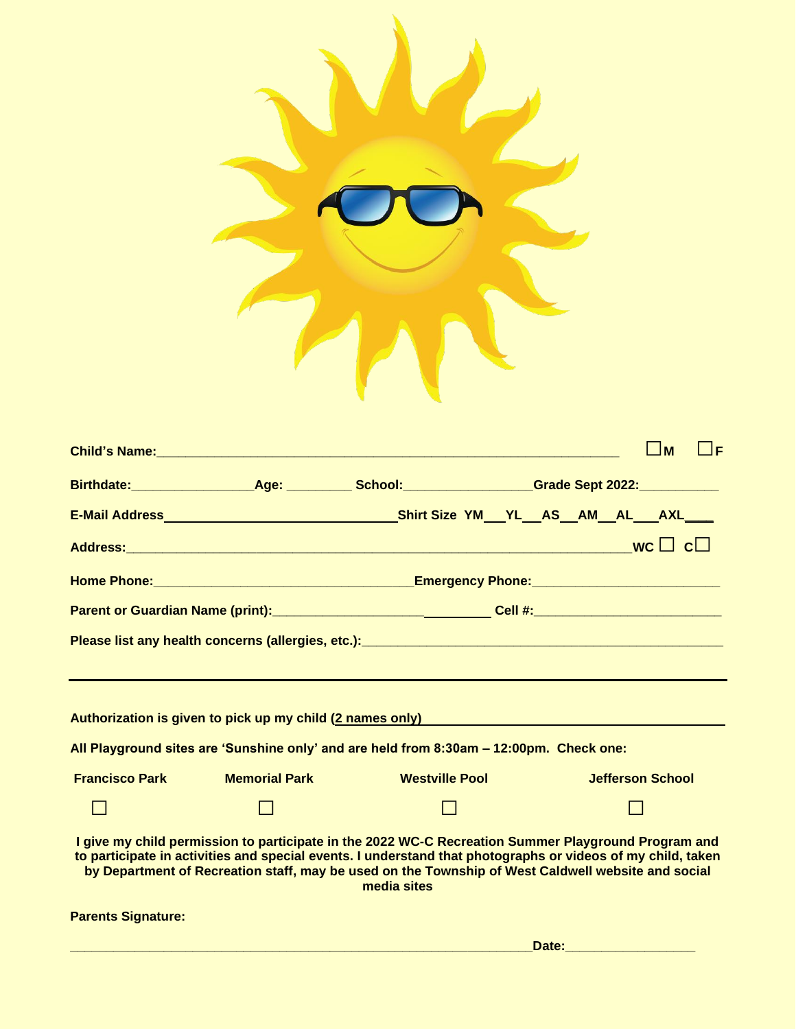**Child's Name:**_______________________________________________________________ ☐**M** ☐**F**

**Birthdate:**________________**Age:** _________ **School:**_________________**Grade Sept 2022:**___________

**E-Mail Address**________________________________**Shirt Size YM**___**YL**___**AS**___**AM**___**AL**___**AXL**___

**Address:**_____________________________________________________________________**WC** ☐ **C**☐

**Home Phone:**___________________________________**Emergency Phone:**_________________________

**Parent or Guardian Name (print):**______________________________ **Cell #:**__________________________

**Please list any health concerns (allergies, etc.):**___________________________________________________

---

**Authorization is given to pick up my child (2 names only)**_______________________________________

**All Playground sites are 'Sunshine only' and are held from 8:30am – 12:00pm. Check one:**

| Francisco Park | Memorial Park | Westville Pool | Jefferson School |
|---|---|---|---|
| ☐ | ☐ | ☐ | ☐ |

**I give my child permission to participate in the 2022 WC-C Recreation Summer Playground Program and to participate in activities and special events. I understand that photographs or videos of my child, taken by Department of Recreation staff, may be used on the Township of West Caldwell website and social media sites**

**Parents Signature:**

________________________________________________________________**Date:**__________________